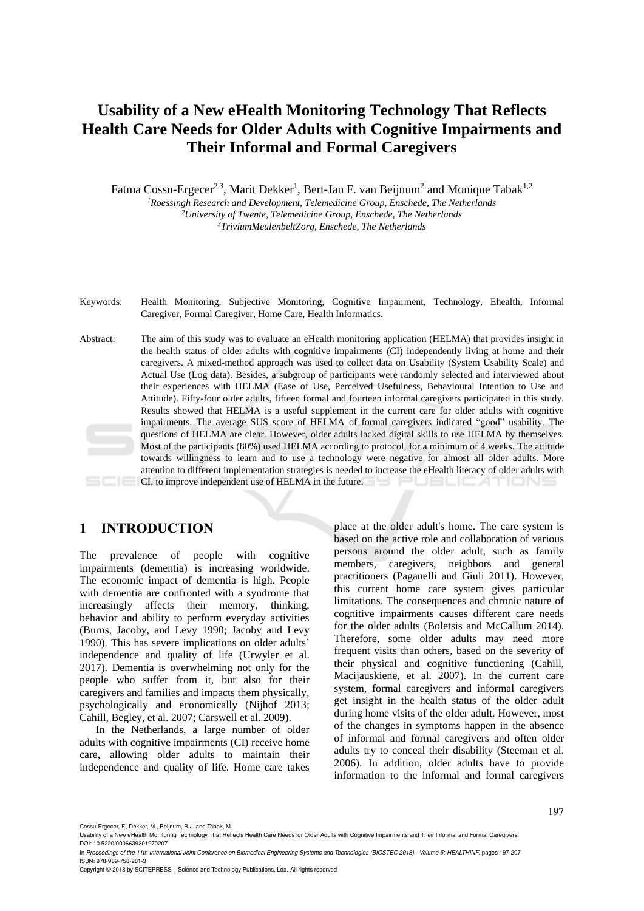# Usability of a New eHealth Monitoring Technology That Reflects Health Care Needs for Older Adults with Cognitive Impairments and Their Informal and Formal Caregivers

Fatma Cossu-Ergecer[2,3], Marit Dekker[1], Bert-Jan F. van Beijnum[2] and Monique Tabak[1,2]

[1]*Roessingh Research and Development, Telemedicine Group, Enschede, The Netherlands*
[2]*University of Twente, Telemedicine Group, Enschede, The Netherlands*
[3]*TriviumMeulenbeltZorg, Enschede, The Netherlands*

Keywords: Health Monitoring, Subjective Monitoring, Cognitive Impairment, Technology, Ehealth, Informal Caregiver, Formal Caregiver, Home Care, Health Informatics.

Abstract: The aim of this study was to evaluate an eHealth monitoring application (HELMA) that provides insight in the health status of older adults with cognitive impairments (CI) independently living at home and their caregivers. A mixed-method approach was used to collect data on Usability (System Usability Scale) and Actual Use (Log data). Besides, a subgroup of participants were randomly selected and interviewed about their experiences with HELMA (Ease of Use, Perceived Usefulness, Behavioural Intention to Use and Attitude). Fifty-four older adults, fifteen formal and fourteen informal caregivers participated in this study. Results showed that HELMA is a useful supplement in the current care for older adults with cognitive impairments. The average SUS score of HELMA of formal caregivers indicated "good" usability. The questions of HELMA are clear. However, older adults lacked digital skills to use HELMA by themselves. Most of the participants (80%) used HELMA according to protocol, for a minimum of 4 weeks. The attitude towards willingness to learn and to use a technology were negative for almost all older adults. More attention to different implementation strategies is needed to increase the eHealth literacy of older adults with CI, to improve independent use of HELMA in the future.

## 1 INTRODUCTION

The prevalence of people with cognitive impairments (dementia) is increasing worldwide. The economic impact of dementia is high. People with dementia are confronted with a syndrome that increasingly affects their memory, thinking, behavior and ability to perform everyday activities (Burns, Jacoby, and Levy 1990; Jacoby and Levy 1990). This has severe implications on older adults' independence and quality of life (Urwyler et al. 2017). Dementia is overwhelming not only for the people who suffer from it, but also for their caregivers and families and impacts them physically, psychologically and economically (Nijhof 2013; Cahill, Begley, et al. 2007; Carswell et al. 2009).

In the Netherlands, a large number of older adults with cognitive impairments (CI) receive home care, allowing older adults to maintain their independence and quality of life. Home care takes place at the older adult's home. The care system is based on the active role and collaboration of various persons around the older adult, such as family members, caregivers, neighbors and general practitioners (Paganelli and Giuli 2011). However, this current home care system gives particular limitations. The consequences and chronic nature of cognitive impairments causes different care needs for the older adults (Boletsis and McCallum 2014). Therefore, some older adults may need more frequent visits than others, based on the severity of their physical and cognitive functioning (Cahill, Macijauskiene, et al. 2007). In the current care system, formal caregivers and informal caregivers get insight in the health status of the older adult during home visits of the older adult. However, most of the changes in symptoms happen in the absence of informal and formal caregivers and often older adults try to conceal their disability (Steeman et al. 2006). In addition, older adults have to provide information to the informal and formal caregivers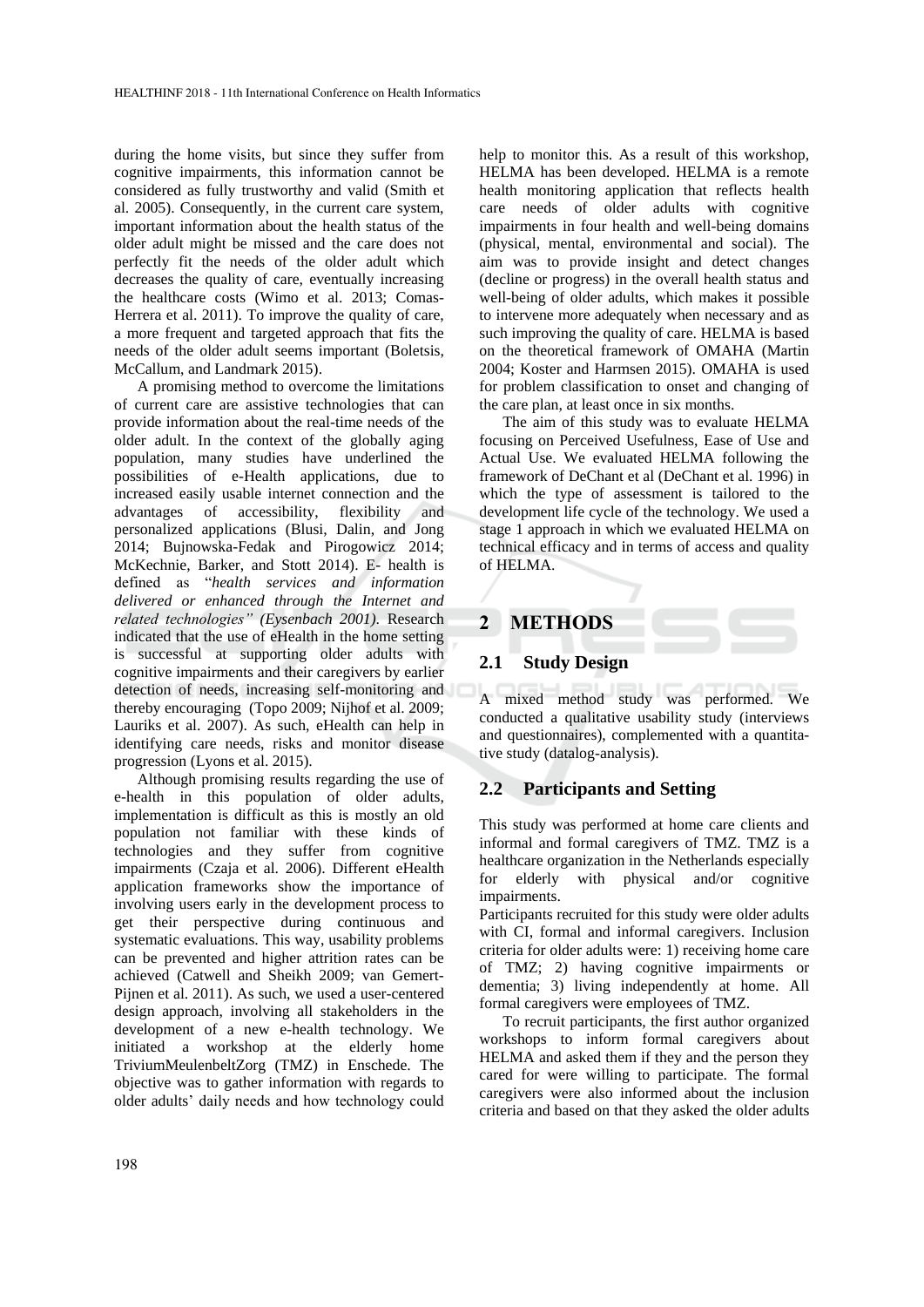during the home visits, but since they suffer from cognitive impairments, this information cannot be considered as fully trustworthy and valid (Smith et al. 2005). Consequently, in the current care system, important information about the health status of the older adult might be missed and the care does not perfectly fit the needs of the older adult which decreases the quality of care, eventually increasing the healthcare costs (Wimo et al. 2013; Comas-Herrera et al. 2011). To improve the quality of care, a more frequent and targeted approach that fits the needs of the older adult seems important (Boletsis, McCallum, and Landmark 2015).

A promising method to overcome the limitations of current care are assistive technologies that can provide information about the real-time needs of the older adult. In the context of the globally aging population, many studies have underlined the possibilities of e-Health applications, due to increased easily usable internet connection and the advantages of accessibility, flexibility and personalized applications (Blusi, Dalin, and Jong 2014; Bujnowska-Fedak and Pirogowicz 2014; McKechnie, Barker, and Stott 2014). E- health is defined as "*health services and information delivered or enhanced through the Internet and related technologies" (Eysenbach 2001)*. Research indicated that the use of eHealth in the home setting is successful at supporting older adults with cognitive impairments and their caregivers by earlier detection of needs, increasing self-monitoring and thereby encouraging (Topo 2009; Nijhof et al. 2009; Lauriks et al. 2007). As such, eHealth can help in identifying care needs, risks and monitor disease progression (Lyons et al. 2015).

Although promising results regarding the use of e-health in this population of older adults, implementation is difficult as this is mostly an old population not familiar with these kinds of technologies and they suffer from cognitive impairments (Czaja et al. 2006). Different eHealth application frameworks show the importance of involving users early in the development process to get their perspective during continuous and systematic evaluations. This way, usability problems can be prevented and higher attrition rates can be achieved (Catwell and Sheikh 2009; van Gemert-Pijnen et al. 2011). As such, we used a user-centered design approach, involving all stakeholders in the development of a new e-health technology. We initiated a workshop at the elderly home TriviumMeulenbeltZorg (TMZ) in Enschede. The objective was to gather information with regards to older adults' daily needs and how technology could help to monitor this. As a result of this workshop, HELMA has been developed. HELMA is a remote health monitoring application that reflects health care needs of older adults with cognitive impairments in four health and well-being domains (physical, mental, environmental and social). The aim was to provide insight and detect changes (decline or progress) in the overall health status and well-being of older adults, which makes it possible to intervene more adequately when necessary and as such improving the quality of care. HELMA is based on the theoretical framework of OMAHA (Martin 2004; Koster and Harmsen 2015). OMAHA is used for problem classification to onset and changing of the care plan, at least once in six months.

The aim of this study was to evaluate HELMA focusing on Perceived Usefulness, Ease of Use and Actual Use. We evaluated HELMA following the framework of DeChant et al (DeChant et al. 1996) in which the type of assessment is tailored to the development life cycle of the technology. We used a stage 1 approach in which we evaluated HELMA on technical efficacy and in terms of access and quality of HELMA.

# 2 METHODS

## 2.1 Study Design

A mixed method study was performed. We conducted a qualitative usability study (interviews and questionnaires), complemented with a quantitative study (datalog-analysis).

## 2.2 Participants and Setting

This study was performed at home care clients and informal and formal caregivers of TMZ. TMZ is a healthcare organization in the Netherlands especially for elderly with physical and/or cognitive impairments.

Participants recruited for this study were older adults with CI, formal and informal caregivers. Inclusion criteria for older adults were: 1) receiving home care of TMZ; 2) having cognitive impairments or dementia; 3) living independently at home. All formal caregivers were employees of TMZ.

To recruit participants, the first author organized workshops to inform formal caregivers about HELMA and asked them if they and the person they cared for were willing to participate. The formal caregivers were also informed about the inclusion criteria and based on that they asked the older adults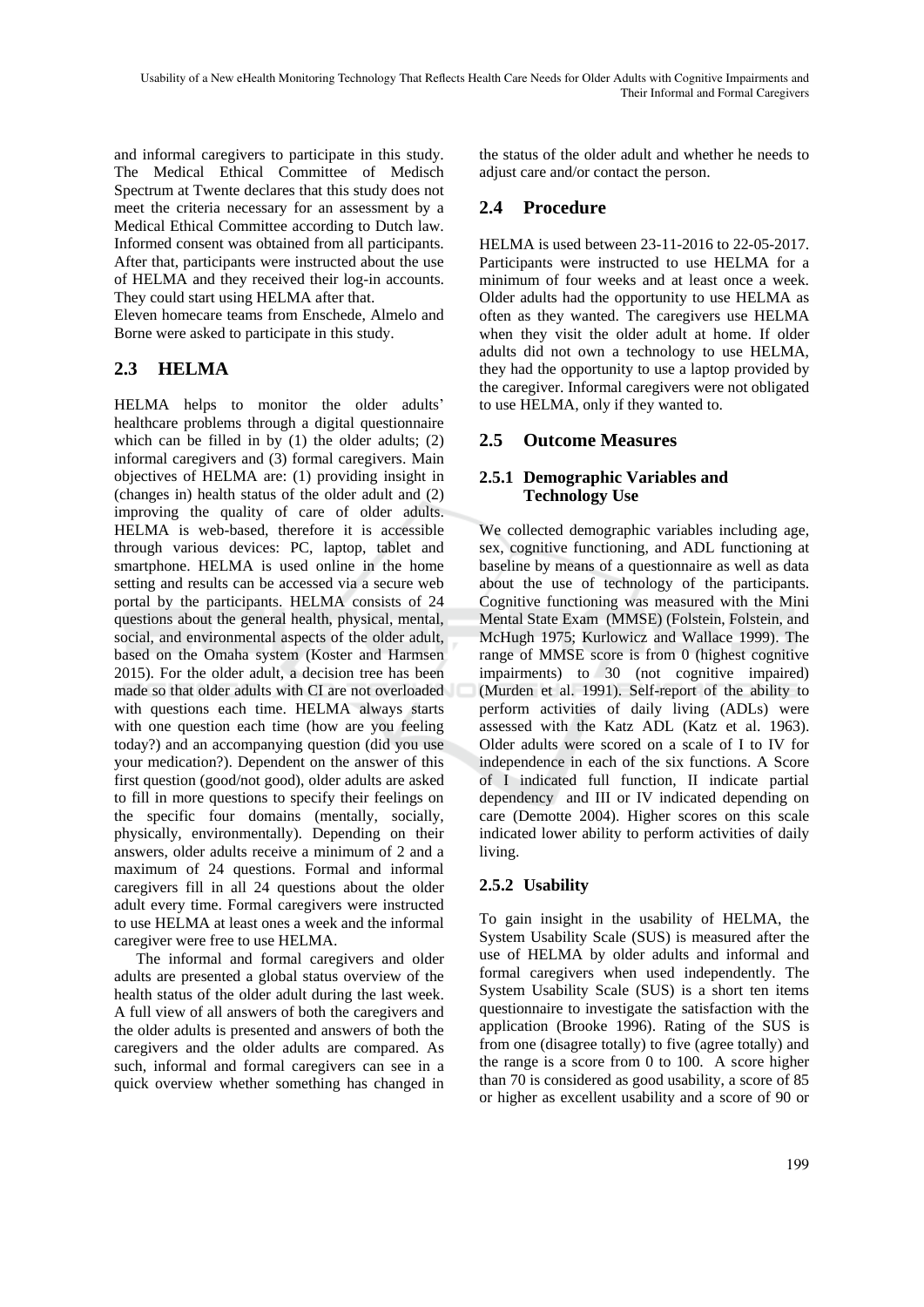and informal caregivers to participate in this study. The Medical Ethical Committee of Medisch Spectrum at Twente declares that this study does not meet the criteria necessary for an assessment by a Medical Ethical Committee according to Dutch law. Informed consent was obtained from all participants. After that, participants were instructed about the use of HELMA and they received their log-in accounts. They could start using HELMA after that.
Eleven homecare teams from Enschede, Almelo and Borne were asked to participate in this study.

## 2.3 HELMA

HELMA helps to monitor the older adults' healthcare problems through a digital questionnaire which can be filled in by (1) the older adults; (2) informal caregivers and (3) formal caregivers. Main objectives of HELMA are: (1) providing insight in (changes in) health status of the older adult and (2) improving the quality of care of older adults. HELMA is web-based, therefore it is accessible through various devices: PC, laptop, tablet and smartphone. HELMA is used online in the home setting and results can be accessed via a secure web portal by the participants. HELMA consists of 24 questions about the general health, physical, mental, social, and environmental aspects of the older adult, based on the Omaha system (Koster and Harmsen 2015). For the older adult, a decision tree has been made so that older adults with CI are not overloaded with questions each time. HELMA always starts with one question each time (how are you feeling today?) and an accompanying question (did you use your medication?). Dependent on the answer of this first question (good/not good), older adults are asked to fill in more questions to specify their feelings on the specific four domains (mentally, socially, physically, environmentally). Depending on their answers, older adults receive a minimum of 2 and a maximum of 24 questions. Formal and informal caregivers fill in all 24 questions about the older adult every time. Formal caregivers were instructed to use HELMA at least ones a week and the informal caregiver were free to use HELMA.

The informal and formal caregivers and older adults are presented a global status overview of the health status of the older adult during the last week. A full view of all answers of both the caregivers and the older adults is presented and answers of both the caregivers and the older adults are compared. As such, informal and formal caregivers can see in a quick overview whether something has changed in the status of the older adult and whether he needs to adjust care and/or contact the person.

## 2.4 Procedure

HELMA is used between 23-11-2016 to 22-05-2017. Participants were instructed to use HELMA for a minimum of four weeks and at least once a week. Older adults had the opportunity to use HELMA as often as they wanted. The caregivers use HELMA when they visit the older adult at home. If older adults did not own a technology to use HELMA, they had the opportunity to use a laptop provided by the caregiver. Informal caregivers were not obligated to use HELMA, only if they wanted to.

## 2.5 Outcome Measures

### 2.5.1 Demographic Variables and Technology Use

We collected demographic variables including age, sex, cognitive functioning, and ADL functioning at baseline by means of a questionnaire as well as data about the use of technology of the participants. Cognitive functioning was measured with the Mini Mental State Exam (MMSE) (Folstein, Folstein, and McHugh 1975; Kurlowicz and Wallace 1999). The range of MMSE score is from 0 (highest cognitive impairments) to 30 (not cognitive impaired) (Murden et al. 1991). Self-report of the ability to perform activities of daily living (ADLs) were assessed with the Katz ADL (Katz et al. 1963). Older adults were scored on a scale of I to IV for independence in each of the six functions. A Score of I indicated full function, II indicate partial dependency and III or IV indicated depending on care (Demotte 2004). Higher scores on this scale indicated lower ability to perform activities of daily living.

### 2.5.2 Usability

To gain insight in the usability of HELMA, the System Usability Scale (SUS) is measured after the use of HELMA by older adults and informal and formal caregivers when used independently. The System Usability Scale (SUS) is a short ten items questionnaire to investigate the satisfaction with the application (Brooke 1996). Rating of the SUS is from one (disagree totally) to five (agree totally) and the range is a score from 0 to 100. A score higher than 70 is considered as good usability, a score of 85 or higher as excellent usability and a score of 90 or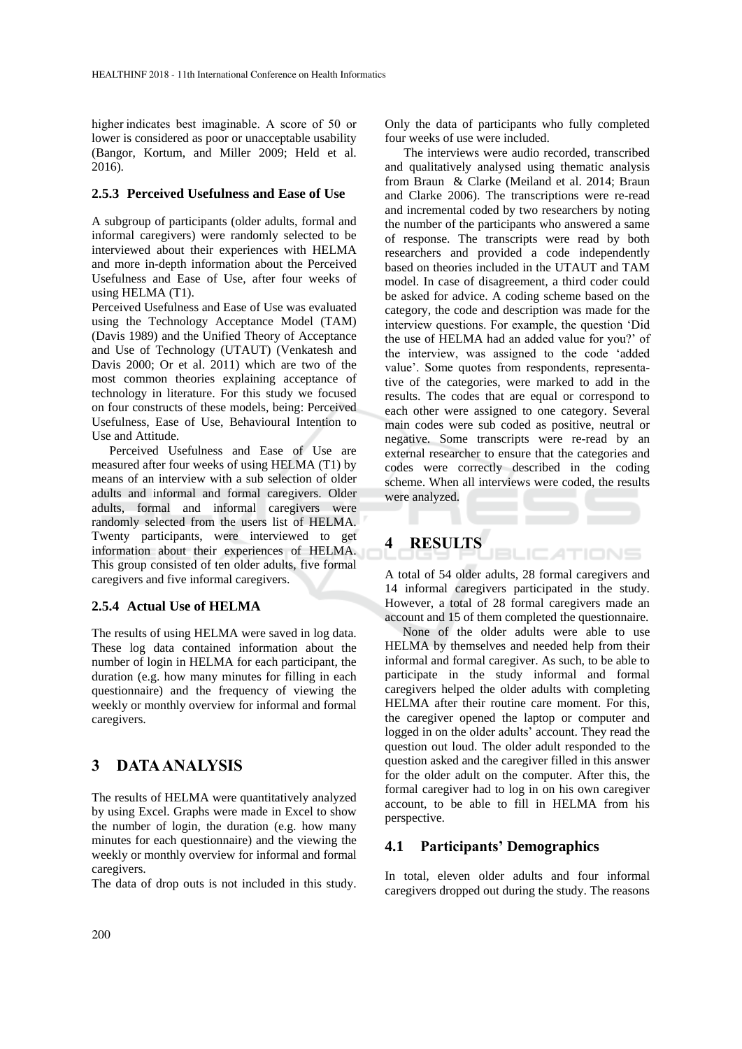higher indicates best imaginable. A score of 50 or lower is considered as poor or unacceptable usability (Bangor, Kortum, and Miller 2009; Held et al. 2016).

### 2.5.3 Perceived Usefulness and Ease of Use

A subgroup of participants (older adults, formal and informal caregivers) were randomly selected to be interviewed about their experiences with HELMA and more in-depth information about the Perceived Usefulness and Ease of Use, after four weeks of using HELMA (T1).

Perceived Usefulness and Ease of Use was evaluated using the Technology Acceptance Model (TAM) (Davis 1989) and the Unified Theory of Acceptance and Use of Technology (UTAUT) (Venkatesh and Davis 2000; Or et al. 2011) which are two of the most common theories explaining acceptance of technology in literature. For this study we focused on four constructs of these models, being: Perceived Usefulness, Ease of Use, Behavioural Intention to Use and Attitude.

Perceived Usefulness and Ease of Use are measured after four weeks of using HELMA (T1) by means of an interview with a sub selection of older adults and informal and formal caregivers. Older adults, formal and informal caregivers were randomly selected from the users list of HELMA. Twenty participants, were interviewed to get information about their experiences of HELMA. This group consisted of ten older adults, five formal caregivers and five informal caregivers.

### 2.5.4 Actual Use of HELMA

The results of using HELMA were saved in log data. These log data contained information about the number of login in HELMA for each participant, the duration (e.g. how many minutes for filling in each questionnaire) and the frequency of viewing the weekly or monthly overview for informal and formal caregivers.

## 3 DATA ANALYSIS

The results of HELMA were quantitatively analyzed by using Excel. Graphs were made in Excel to show the number of login, the duration (e.g. how many minutes for each questionnaire) and the viewing the weekly or monthly overview for informal and formal caregivers.

The data of drop outs is not included in this study. Only the data of participants who fully completed four weeks of use were included.

The interviews were audio recorded, transcribed and qualitatively analysed using thematic analysis from Braun & Clarke (Meiland et al. 2014; Braun and Clarke 2006). The transcriptions were re-read and incremental coded by two researchers by noting the number of the participants who answered a same of response. The transcripts were read by both researchers and provided a code independently based on theories included in the UTAUT and TAM model. In case of disagreement, a third coder could be asked for advice. A coding scheme based on the category, the code and description was made for the interview questions. For example, the question 'Did the use of HELMA had an added value for you?' of the interview, was assigned to the code 'added value'. Some quotes from respondents, representative of the categories, were marked to add in the results. The codes that are equal or correspond to each other were assigned to one category. Several main codes were sub coded as positive, neutral or negative. Some transcripts were re-read by an external researcher to ensure that the categories and codes were correctly described in the coding scheme. When all interviews were coded, the results were analyzed.

## 4 RESULTS

A total of 54 older adults, 28 formal caregivers and 14 informal caregivers participated in the study. However, a total of 28 formal caregivers made an account and 15 of them completed the questionnaire.

None of the older adults were able to use HELMA by themselves and needed help from their informal and formal caregiver. As such, to be able to participate in the study informal and formal caregivers helped the older adults with completing HELMA after their routine care moment. For this, the caregiver opened the laptop or computer and logged in on the older adults' account. They read the question out loud. The older adult responded to the question asked and the caregiver filled in this answer for the older adult on the computer. After this, the formal caregiver had to log in on his own caregiver account, to be able to fill in HELMA from his perspective.

### 4.1 Participants' Demographics

In total, eleven older adults and four informal caregivers dropped out during the study. The reasons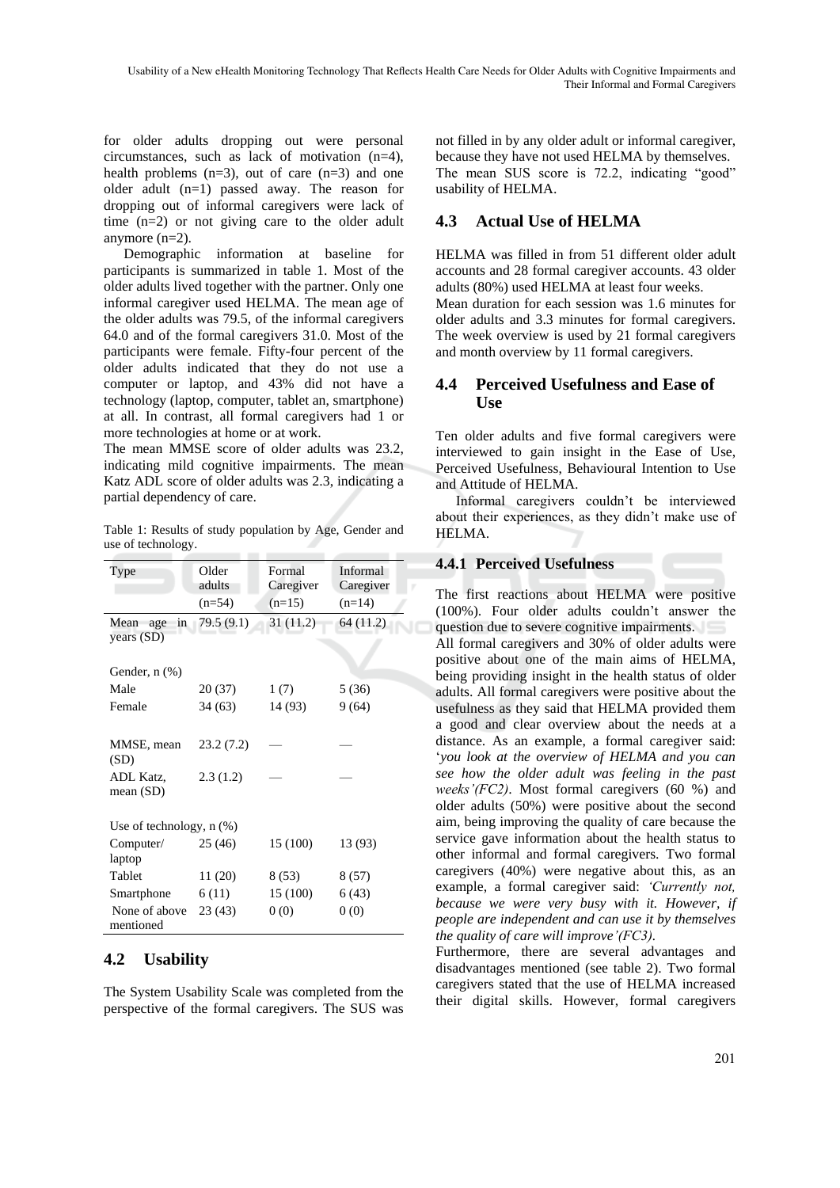for older adults dropping out were personal circumstances, such as lack of motivation (n=4), health problems (n=3), out of care (n=3) and one older adult (n=1) passed away. The reason for dropping out of informal caregivers were lack of time (n=2) or not giving care to the older adult anymore (n=2).

Demographic information at baseline for participants is summarized in table 1. Most of the older adults lived together with the partner. Only one informal caregiver used HELMA. The mean age of the older adults was 79.5, of the informal caregivers 64.0 and of the formal caregivers 31.0. Most of the participants were female. Fifty-four percent of the older adults indicated that they do not use a computer or laptop, and 43% did not have a technology (laptop, computer, tablet an, smartphone) at all. In contrast, all formal caregivers had 1 or more technologies at home or at work.

The mean MMSE score of older adults was 23.2, indicating mild cognitive impairments. The mean Katz ADL score of older adults was 2.3, indicating a partial dependency of care.

Table 1: Results of study population by Age, Gender and use of technology.

| Type | Older adults (n=54) | Formal Caregiver (n=15) | Informal Caregiver (n=14) |
|---|---|---|---|
| Mean age in years (SD) | 79.5 (9.1) | 31 (11.2) | 64 (11.2) |
| Gender, n (%) | | | |
| Male | 20 (37) | 1 (7) | 5 (36) |
| Female | 34 (63) | 14 (93) | 9 (64) |
| MMSE, mean (SD) | 23.2 (7.2) | — | — |
| ADL Katz, mean (SD) | 2.3 (1.2) | — | — |
| Use of technology, n (%) | | | |
| Computer/ laptop | 25 (46) | 15 (100) | 13 (93) |
| Tablet | 11 (20) | 8 (53) | 8 (57) |
| Smartphone | 6 (11) | 15 (100) | 6 (43) |
| None of above mentioned | 23 (43) | 0 (0) | 0 (0) |

## 4.2 Usability

The System Usability Scale was completed from the perspective of the formal caregivers. The SUS was not filled in by any older adult or informal caregiver, because they have not used HELMA by themselves. The mean SUS score is 72.2, indicating "good" usability of HELMA.

## 4.3 Actual Use of HELMA

HELMA was filled in from 51 different older adult accounts and 28 formal caregiver accounts. 43 older adults (80%) used HELMA at least four weeks.
Mean duration for each session was 1.6 minutes for older adults and 3.3 minutes for formal caregivers. The week overview is used by 21 formal caregivers and month overview by 11 formal caregivers.

## 4.4 Perceived Usefulness and Ease of Use

Ten older adults and five formal caregivers were interviewed to gain insight in the Ease of Use, Perceived Usefulness, Behavioural Intention to Use and Attitude of HELMA.

Informal caregivers couldn't be interviewed about their experiences, as they didn't make use of HELMA.

### 4.4.1 Perceived Usefulness

The first reactions about HELMA were positive (100%). Four older adults couldn't answer the question due to severe cognitive impairments.
All formal caregivers and 30% of older adults were positive about one of the main aims of HELMA, being providing insight in the health status of older adults. All formal caregivers were positive about the usefulness as they said that HELMA provided them a good and clear overview about the needs at a distance. As an example, a formal caregiver said: '*you look at the overview of HELMA and you can see how the older adult was feeling in the past weeks'(FC2)*. Most formal caregivers (60 %) and older adults (50%) were positive about the second aim, being improving the quality of care because the service gave information about the health status to other informal and formal caregivers. Two formal caregivers (40%) were negative about this, as an example, a formal caregiver said: *'Currently not, because we were very busy with it. However, if people are independent and can use it by themselves the quality of care will improve'(FC3)*.
Furthermore, there are several advantages and disadvantages mentioned (see table 2). Two formal caregivers stated that the use of HELMA increased their digital skills. However, formal caregivers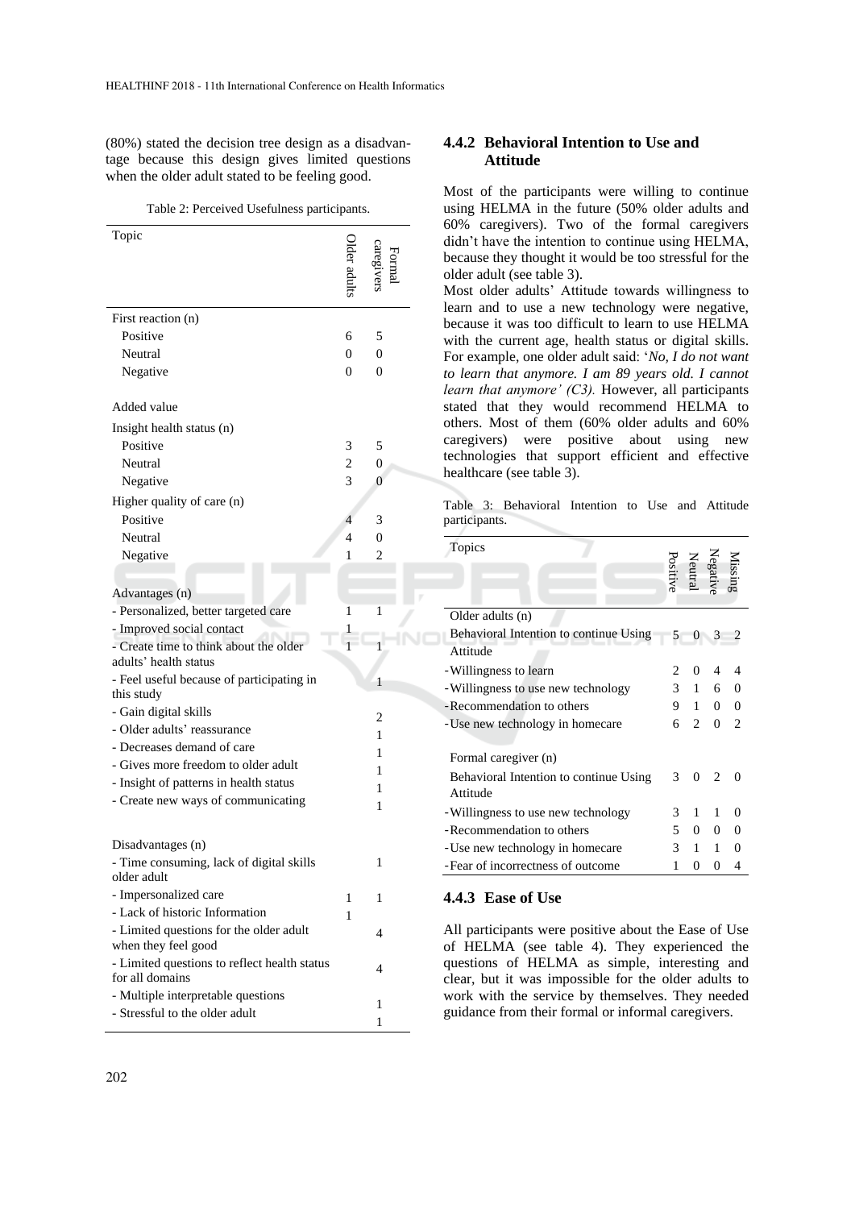(80%) stated the decision tree design as a disadvantage because this design gives limited questions when the older adult stated to be feeling good.

Table 2: Perceived Usefulness participants.

| Topic | Older adults | Formal caregivers |
|---|---|---|
| First reaction (n) | | |
| Positive | 6 | 5 |
| Neutral | 0 | 0 |
| Negative | 0 | 0 |
| Added value | | |
| Insight health status (n) | | |
| Positive | 3 | 5 |
| Neutral | 2 | 0 |
| Negative | 3 | 0 |
| Higher quality of care (n) | | |
| Positive | 4 | 3 |
| Neutral | 4 | 0 |
| Negative | 1 | 2 |
| Advantages (n) | | |
| - Personalized, better targeted care | 1 | 1 |
| - Improved social contact | 1 | |
| - Create time to think about the older adults' health status | 1 | 1 |
| - Feel useful because of participating in this study | | 1 |
| - Gain digital skills | | 2 |
| - Older adults' reassurance | | 1 |
| - Decreases demand of care | | 1 |
| - Gives more freedom to older adult | | 1 |
| - Insight of patterns in health status | | 1 |
| - Create new ways of communicating | | 1 |
| Disadvantages (n) | | |
| - Time consuming, lack of digital skills older adult | | 1 |
| - Impersonalized care | 1 | 1 |
| - Lack of historic Information | 1 | |
| - Limited questions for the older adult when they feel good | | 4 |
| - Limited questions to reflect health status for all domains | | 4 |
| - Multiple interpretable questions | | 1 |
| - Stressful to the older adult | | 1 |

### 4.4.2 Behavioral Intention to Use and Attitude

Most of the participants were willing to continue using HELMA in the future (50% older adults and 60% caregivers). Two of the formal caregivers didn't have the intention to continue using HELMA, because they thought it would be too stressful for the older adult (see table 3).

Most older adults' Attitude towards willingness to learn and to use a new technology were negative, because it was too difficult to learn to use HELMA with the current age, health status or digital skills. For example, one older adult said: '*No, I do not want to learn that anymore. I am 89 years old. I cannot learn that anymore' (C3).* However, all participants stated that they would recommend HELMA to others. Most of them (60% older adults and 60% caregivers) were positive about using new technologies that support efficient and effective healthcare (see table 3).

Table 3: Behavioral Intention to Use and Attitude participants.

| Topics | Positive | Neutral | Negative | Missing |
|---|---|---|---|---|
| Older adults (n) | | | | |
| Behavioral Intention to continue Using | 5 | 0 | 3 | 2 |
| Attitude | | | | |
| - Willingness to learn | 2 | 0 | 4 | 4 |
| - Willingness to use new technology | 3 | 1 | 6 | 0 |
| - Recommendation to others | 9 | 1 | 0 | 0 |
| - Use new technology in homecare | 6 | 2 | 0 | 2 |
| Formal caregiver (n) | | | | |
| Behavioral Intention to continue Using | 3 | 0 | 2 | 0 |
| Attitude | | | | |
| - Willingness to use new technology | 3 | 1 | 1 | 0 |
| - Recommendation to others | 5 | 0 | 0 | 0 |
| - Use new technology in homecare | 3 | 1 | 1 | 0 |
| - Fear of incorrectness of outcome | 1 | 0 | 0 | 4 |

### 4.4.3 Ease of Use

All participants were positive about the Ease of Use of HELMA (see table 4). They experienced the questions of HELMA as simple, interesting and clear, but it was impossible for the older adults to work with the service by themselves. They needed guidance from their formal or informal caregivers.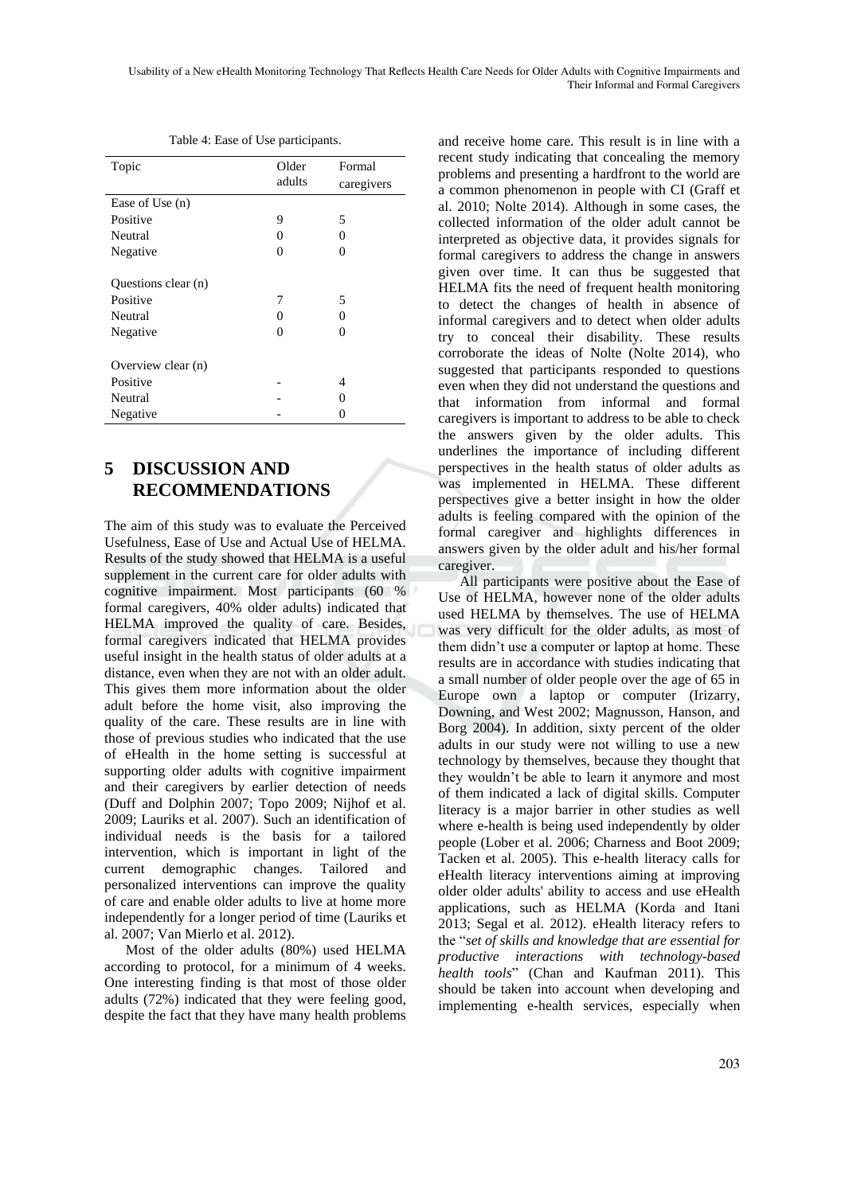Table 4: Ease of Use participants.

| Topic | Older adults | Formal caregivers |
|---|---|---|
| Ease of Use (n) | | |
| Positive | 9 | 5 |
| Neutral | 0 | 0 |
| Negative | 0 | 0 |
| Questions clear (n) | | |
| Positive | 7 | 5 |
| Neutral | 0 | 0 |
| Negative | 0 | 0 |
| Overview clear (n) | | |
| Positive | - | 4 |
| Neutral | - | 0 |
| Negative | - | 0 |

## 5 DISCUSSION AND RECOMMENDATIONS

The aim of this study was to evaluate the Perceived Usefulness, Ease of Use and Actual Use of HELMA. Results of the study showed that HELMA is a useful supplement in the current care for older adults with cognitive impairment. Most participants (60 % formal caregivers, 40% older adults) indicated that HELMA improved the quality of care. Besides, formal caregivers indicated that HELMA provides useful insight in the health status of older adults at a distance, even when they are not with an older adult. This gives them more information about the older adult before the home visit, also improving the quality of the care. These results are in line with those of previous studies who indicated that the use of eHealth in the home setting is successful at supporting older adults with cognitive impairment and their caregivers by earlier detection of needs (Duff and Dolphin 2007; Topo 2009; Nijhof et al. 2009; Lauriks et al. 2007). Such an identification of individual needs is the basis for a tailored intervention, which is important in light of the current demographic changes. Tailored and personalized interventions can improve the quality of care and enable older adults to live at home more independently for a longer period of time (Lauriks et al. 2007; Van Mierlo et al. 2012).

Most of the older adults (80%) used HELMA according to protocol, for a minimum of 4 weeks. One interesting finding is that most of those older adults (72%) indicated that they were feeling good, despite the fact that they have many health problems and receive home care. This result is in line with a recent study indicating that concealing the memory problems and presenting a hardfront to the world are a common phenomenon in people with CI (Graff et al. 2010; Nolte 2014). Although in some cases, the collected information of the older adult cannot be interpreted as objective data, it provides signals for formal caregivers to address the change in answers given over time. It can thus be suggested that HELMA fits the need of frequent health monitoring to detect the changes of health in absence of informal caregivers and to detect when older adults try to conceal their disability. These results corroborate the ideas of Nolte (Nolte 2014), who suggested that participants responded to questions even when they did not understand the questions and that information from informal and formal caregivers is important to address to be able to check the answers given by the older adults. This underlines the importance of including different perspectives in the health status of older adults as was implemented in HELMA. These different perspectives give a better insight in how the older adults is feeling compared with the opinion of the formal caregiver and highlights differences in answers given by the older adult and his/her formal caregiver.

All participants were positive about the Ease of Use of HELMA, however none of the older adults used HELMA by themselves. The use of HELMA was very difficult for the older adults, as most of them didn't use a computer or laptop at home. These results are in accordance with studies indicating that a small number of older people over the age of 65 in Europe own a laptop or computer (Irizarry, Downing, and West 2002; Magnusson, Hanson, and Borg 2004). In addition, sixty percent of the older adults in our study were not willing to use a new technology by themselves, because they thought that they wouldn't be able to learn it anymore and most of them indicated a lack of digital skills. Computer literacy is a major barrier in other studies as well where e-health is being used independently by older people (Lober et al. 2006; Charness and Boot 2009; Tacken et al. 2005). This e-health literacy calls for eHealth literacy interventions aiming at improving older older adults' ability to access and use eHealth applications, such as HELMA (Korda and Itani 2013; Segal et al. 2012). eHealth literacy refers to the "*set of skills and knowledge that are essential for productive interactions with technology-based health tools*" (Chan and Kaufman 2011). This should be taken into account when developing and implementing e-health services, especially when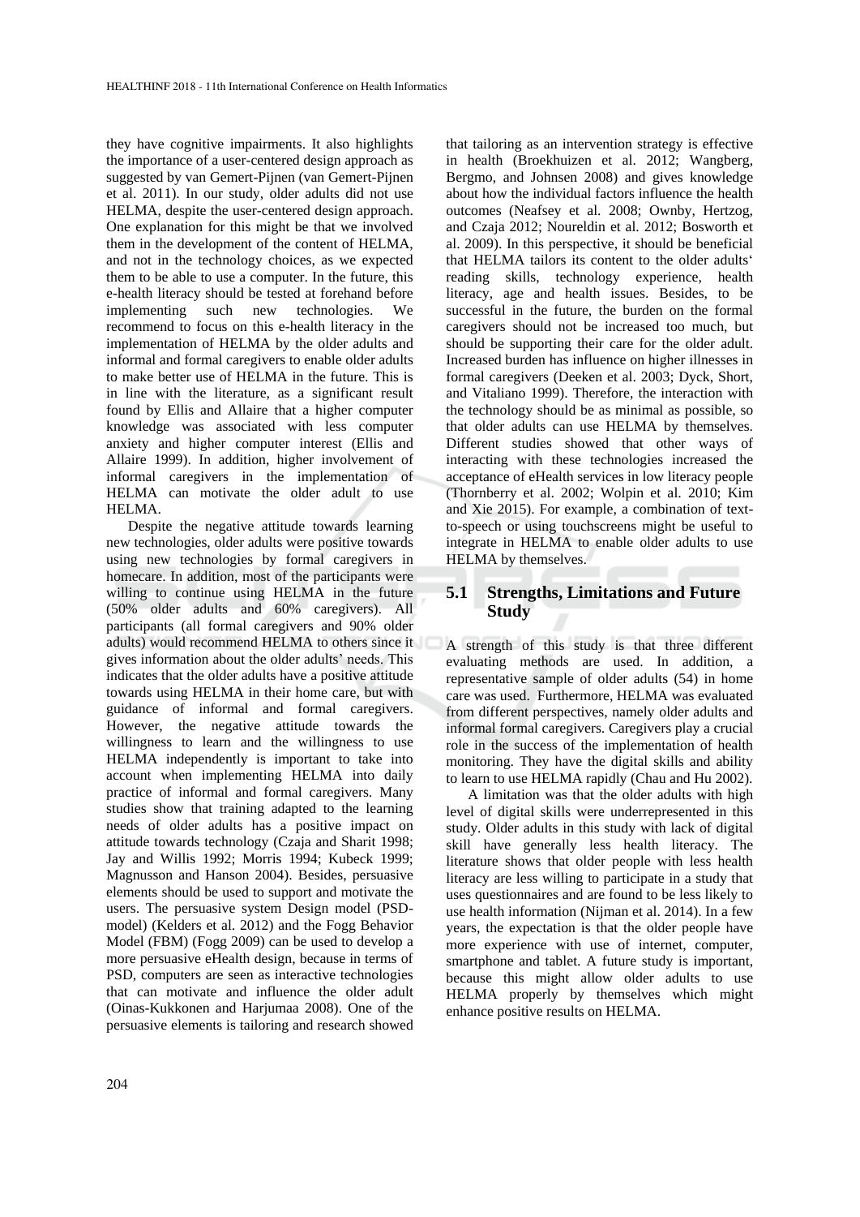they have cognitive impairments. It also highlights the importance of a user-centered design approach as suggested by van Gemert-Pijnen (van Gemert-Pijnen et al. 2011). In our study, older adults did not use HELMA, despite the user-centered design approach. One explanation for this might be that we involved them in the development of the content of HELMA, and not in the technology choices, as we expected them to be able to use a computer. In the future, this e-health literacy should be tested at forehand before implementing such new technologies. We recommend to focus on this e-health literacy in the implementation of HELMA by the older adults and informal and formal caregivers to enable older adults to make better use of HELMA in the future. This is in line with the literature, as a significant result found by Ellis and Allaire that a higher computer knowledge was associated with less computer anxiety and higher computer interest (Ellis and Allaire 1999). In addition, higher involvement of informal caregivers in the implementation of HELMA can motivate the older adult to use HELMA.

Despite the negative attitude towards learning new technologies, older adults were positive towards using new technologies by formal caregivers in homecare. In addition, most of the participants were willing to continue using HELMA in the future (50% older adults and 60% caregivers). All participants (all formal caregivers and 90% older adults) would recommend HELMA to others since it gives information about the older adults' needs. This indicates that the older adults have a positive attitude towards using HELMA in their home care, but with guidance of informal and formal caregivers. However, the negative attitude towards the willingness to learn and the willingness to use HELMA independently is important to take into account when implementing HELMA into daily practice of informal and formal caregivers. Many studies show that training adapted to the learning needs of older adults has a positive impact on attitude towards technology (Czaja and Sharit 1998; Jay and Willis 1992; Morris 1994; Kubeck 1999; Magnusson and Hanson 2004). Besides, persuasive elements should be used to support and motivate the users. The persuasive system Design model (PSD-model) (Kelders et al. 2012) and the Fogg Behavior Model (FBM) (Fogg 2009) can be used to develop a more persuasive eHealth design, because in terms of PSD, computers are seen as interactive technologies that can motivate and influence the older adult (Oinas-Kukkonen and Harjumaa 2008). One of the persuasive elements is tailoring and research showed that tailoring as an intervention strategy is effective in health (Broekhuizen et al. 2012; Wangberg, Bergmo, and Johnsen 2008) and gives knowledge about how the individual factors influence the health outcomes (Neafsey et al. 2008; Ownby, Hertzog, and Czaja 2012; Noureldin et al. 2012; Bosworth et al. 2009). In this perspective, it should be beneficial that HELMA tailors its content to the older adults' reading skills, technology experience, health literacy, age and health issues. Besides, to be successful in the future, the burden on the formal caregivers should not be increased too much, but should be supporting their care for the older adult. Increased burden has influence on higher illnesses in formal caregivers (Deeken et al. 2003; Dyck, Short, and Vitaliano 1999). Therefore, the interaction with the technology should be as minimal as possible, so that older adults can use HELMA by themselves. Different studies showed that other ways of interacting with these technologies increased the acceptance of eHealth services in low literacy people (Thornberry et al. 2002; Wolpin et al. 2010; Kim and Xie 2015). For example, a combination of text-to-speech or using touchscreens might be useful to integrate in HELMA to enable older adults to use HELMA by themselves.

## 5.1 Strengths, Limitations and Future Study

A strength of this study is that three different evaluating methods are used. In addition, a representative sample of older adults (54) in home care was used. Furthermore, HELMA was evaluated from different perspectives, namely older adults and informal formal caregivers. Caregivers play a crucial role in the success of the implementation of health monitoring. They have the digital skills and ability to learn to use HELMA rapidly (Chau and Hu 2002).

A limitation was that the older adults with high level of digital skills were underrepresented in this study. Older adults in this study with lack of digital skill have generally less health literacy. The literature shows that older people with less health literacy are less willing to participate in a study that uses questionnaires and are found to be less likely to use health information (Nijman et al. 2014). In a few years, the expectation is that the older people have more experience with use of internet, computer, smartphone and tablet. A future study is important, because this might allow older adults to use HELMA properly by themselves which might enhance positive results on HELMA.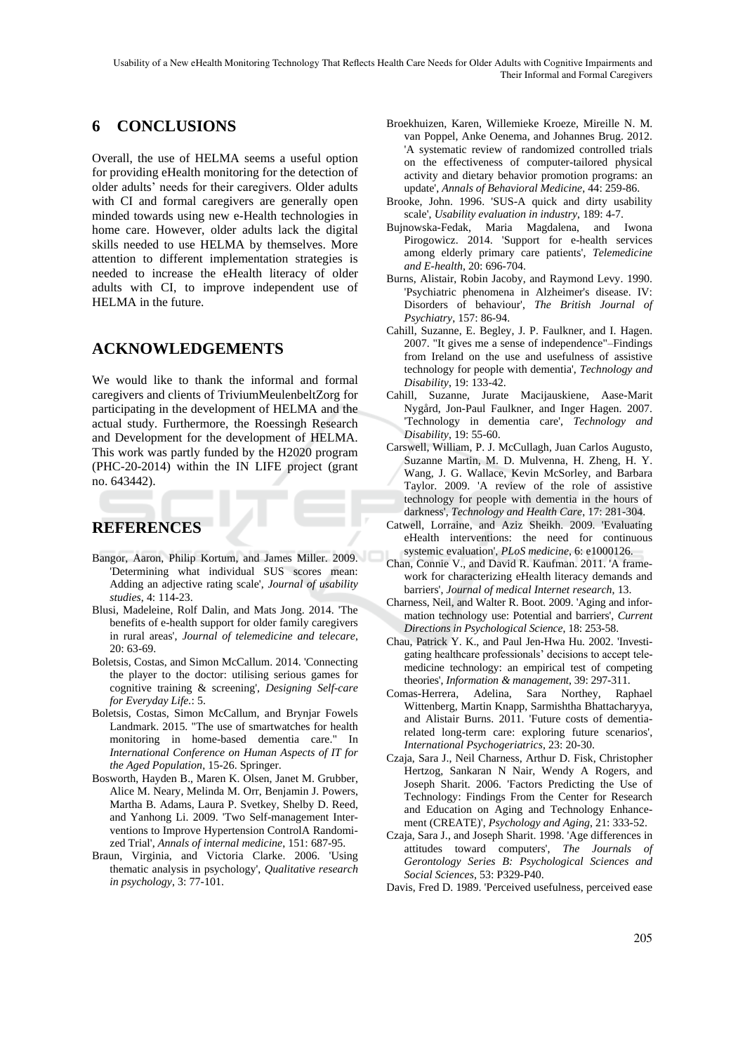## 6 CONCLUSIONS

Overall, the use of HELMA seems a useful option for providing eHealth monitoring for the detection of older adults' needs for their caregivers. Older adults with CI and formal caregivers are generally open minded towards using new e-Health technologies in home care. However, older adults lack the digital skills needed to use HELMA by themselves. More attention to different implementation strategies is needed to increase the eHealth literacy of older adults with CI, to improve independent use of HELMA in the future.

## ACKNOWLEDGEMENTS

We would like to thank the informal and formal caregivers and clients of TriviumMeulenbeltZorg for participating in the development of HELMA and the actual study. Furthermore, the Roessingh Research and Development for the development of HELMA. This work was partly funded by the H2020 program (PHC-20-2014) within the IN LIFE project (grant no. 643442).

## REFERENCES

Bangor, Aaron, Philip Kortum, and James Miller. 2009. 'Determining what individual SUS scores mean: Adding an adjective rating scale', *Journal of usability studies*, 4: 114-23.

Blusi, Madeleine, Rolf Dalin, and Mats Jong. 2014. 'The benefits of e-health support for older family caregivers in rural areas', *Journal of telemedicine and telecare*, 20: 63-69.

Boletsis, Costas, and Simon McCallum. 2014. 'Connecting the player to the doctor: utilising serious games for cognitive training & screening', *Designing Self-care for Everyday Life.*: 5.

Boletsis, Costas, Simon McCallum, and Brynjar Fowels Landmark. 2015. "The use of smartwatches for health monitoring in home-based dementia care." In *International Conference on Human Aspects of IT for the Aged Population*, 15-26. Springer.

Bosworth, Hayden B., Maren K. Olsen, Janet M. Grubber, Alice M. Neary, Melinda M. Orr, Benjamin J. Powers, Martha B. Adams, Laura P. Svetkey, Shelby D. Reed, and Yanhong Li. 2009. 'Two Self-management Interventions to Improve Hypertension ControlA Randomized Trial', *Annals of internal medicine*, 151: 687-95.

Braun, Virginia, and Victoria Clarke. 2006. 'Using thematic analysis in psychology', *Qualitative research in psychology*, 3: 77-101.

Broekhuizen, Karen, Willemieke Kroeze, Mireille N. M. van Poppel, Anke Oenema, and Johannes Brug. 2012. 'A systematic review of randomized controlled trials on the effectiveness of computer-tailored physical activity and dietary behavior promotion programs: an update', *Annals of Behavioral Medicine*, 44: 259-86.

Brooke, John. 1996. 'SUS-A quick and dirty usability scale', *Usability evaluation in industry*, 189: 4-7.

Bujnowska-Fedak, Maria Magdalena, and Iwona Pirogowicz. 2014. 'Support for e-health services among elderly primary care patients', *Telemedicine and E-health*, 20: 696-704.

Burns, Alistair, Robin Jacoby, and Raymond Levy. 1990. 'Psychiatric phenomena in Alzheimer's disease. IV: Disorders of behaviour', *The British Journal of Psychiatry*, 157: 86-94.

Cahill, Suzanne, E. Begley, J. P. Faulkner, and I. Hagen. 2007. "It gives me a sense of independence"–Findings from Ireland on the use and usefulness of assistive technology for people with dementia', *Technology and Disability*, 19: 133-42.

Cahill, Suzanne, Jurate Macijauskiene, Aase-Marit Nygård, Jon-Paul Faulkner, and Inger Hagen. 2007. 'Technology in dementia care', *Technology and Disability*, 19: 55-60.

Carswell, William, P. J. McCullagh, Juan Carlos Augusto, Suzanne Martin, M. D. Mulvenna, H. Zheng, H. Y. Wang, J. G. Wallace, Kevin McSorley, and Barbara Taylor. 2009. 'A review of the role of assistive technology for people with dementia in the hours of darkness', *Technology and Health Care*, 17: 281-304.

Catwell, Lorraine, and Aziz Sheikh. 2009. 'Evaluating eHealth interventions: the need for continuous systemic evaluation', *PLoS medicine*, 6: e1000126.

Chan, Connie V., and David R. Kaufman. 2011. 'A framework for characterizing eHealth literacy demands and barriers', *Journal of medical Internet research*, 13.

Charness, Neil, and Walter R. Boot. 2009. 'Aging and information technology use: Potential and barriers', *Current Directions in Psychological Science*, 18: 253-58.

Chau, Patrick Y. K., and Paul Jen-Hwa Hu. 2002. 'Investigating healthcare professionals' decisions to accept telemedicine technology: an empirical test of competing theories', *Information & management*, 39: 297-311.

Comas-Herrera, Adelina, Sara Northey, Raphael Wittenberg, Martin Knapp, Sarmishtha Bhattacharyya, and Alistair Burns. 2011. 'Future costs of dementia-related long-term care: exploring future scenarios', *International Psychogeriatrics*, 23: 20-30.

Czaja, Sara J., Neil Charness, Arthur D. Fisk, Christopher Hertzog, Sankaran N Nair, Wendy A Rogers, and Joseph Sharit. 2006. 'Factors Predicting the Use of Technology: Findings From the Center for Research and Education on Aging and Technology Enhancement (CREATE)', *Psychology and Aging*, 21: 333-52.

Czaja, Sara J., and Joseph Sharit. 1998. 'Age differences in attitudes toward computers', *The Journals of Gerontology Series B: Psychological Sciences and Social Sciences*, 53: P329-P40.

Davis, Fred D. 1989. 'Perceived usefulness, perceived ease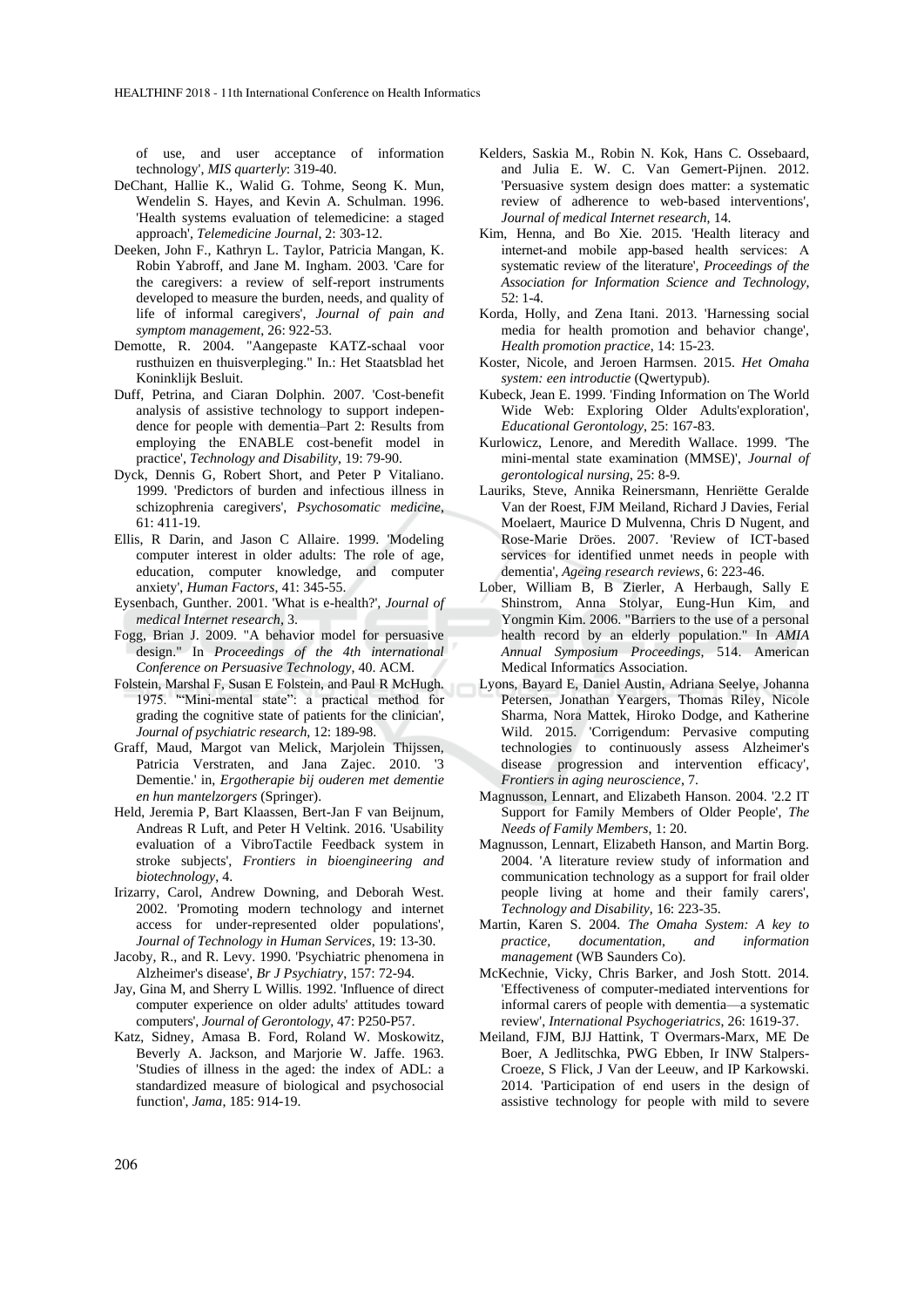of use, and user acceptance of information technology', *MIS quarterly*: 319-40.

DeChant, Hallie K., Walid G. Tohme, Seong K. Mun, Wendelin S. Hayes, and Kevin A. Schulman. 1996. 'Health systems evaluation of telemedicine: a staged approach', *Telemedicine Journal*, 2: 303-12.

Deeken, John F., Kathryn L. Taylor, Patricia Mangan, K. Robin Yabroff, and Jane M. Ingham. 2003. 'Care for the caregivers: a review of self-report instruments developed to measure the burden, needs, and quality of life of informal caregivers', *Journal of pain and symptom management*, 26: 922-53.

Demotte, R. 2004. "Aangepaste KATZ-schaal voor rusthuizen en thuisverpleging." In.: Het Staatsblad het Koninklijk Besluit.

Duff, Petrina, and Ciaran Dolphin. 2007. 'Cost-benefit analysis of assistive technology to support independence for people with dementia–Part 2: Results from employing the ENABLE cost-benefit model in practice', *Technology and Disability*, 19: 79-90.

Dyck, Dennis G, Robert Short, and Peter P Vitaliano. 1999. 'Predictors of burden and infectious illness in schizophrenia caregivers', *Psychosomatic medicine*, 61: 411-19.

Ellis, R Darin, and Jason C Allaire. 1999. 'Modeling computer interest in older adults: The role of age, education, computer knowledge, and computer anxiety', *Human Factors*, 41: 345-55.

Eysenbach, Gunther. 2001. 'What is e-health?', *Journal of medical Internet research*, 3.

Fogg, Brian J. 2009. "A behavior model for persuasive design." In *Proceedings of the 4th international Conference on Persuasive Technology*, 40. ACM.

Folstein, Marshal F, Susan E Folstein, and Paul R McHugh. 1975. '"Mini-mental state": a practical method for grading the cognitive state of patients for the clinician', *Journal of psychiatric research*, 12: 189-98.

Graff, Maud, Margot van Melick, Marjolein Thijssen, Patricia Verstraten, and Jana Zajec. 2010. '3 Dementie.' in, *Ergotherapie bij ouderen met dementie en hun mantelzorgers* (Springer).

Held, Jeremia P, Bart Klaassen, Bert-Jan F van Beijnum, Andreas R Luft, and Peter H Veltink. 2016. 'Usability evaluation of a VibroTactile Feedback system in stroke subjects', *Frontiers in bioengineering and biotechnology*, 4.

Irizarry, Carol, Andrew Downing, and Deborah West. 2002. 'Promoting modern technology and internet access for under-represented older populations', *Journal of Technology in Human Services*, 19: 13-30.

Jacoby, R., and R. Levy. 1990. 'Psychiatric phenomena in Alzheimer's disease', *Br J Psychiatry*, 157: 72-94.

Jay, Gina M, and Sherry L Willis. 1992. 'Influence of direct computer experience on older adults' attitudes toward computers', *Journal of Gerontology*, 47: P250-P57.

Katz, Sidney, Amasa B. Ford, Roland W. Moskowitz, Beverly A. Jackson, and Marjorie W. Jaffe. 1963. 'Studies of illness in the aged: the index of ADL: a standardized measure of biological and psychosocial function', *Jama*, 185: 914-19.

Kelders, Saskia M., Robin N. Kok, Hans C. Ossebaard, and Julia E. W. C. Van Gemert-Pijnen. 2012. 'Persuasive system design does matter: a systematic review of adherence to web-based interventions', *Journal of medical Internet research*, 14.

Kim, Henna, and Bo Xie. 2015. 'Health literacy and internet-and mobile app-based health services: A systematic review of the literature', *Proceedings of the Association for Information Science and Technology*, 52: 1-4.

Korda, Holly, and Zena Itani. 2013. 'Harnessing social media for health promotion and behavior change', *Health promotion practice*, 14: 15-23.

Koster, Nicole, and Jeroen Harmsen. 2015. *Het Omaha system: een introductie* (Qwertypub).

Kubeck, Jean E. 1999. 'Finding Information on The World Wide Web: Exploring Older Adults'exploration', *Educational Gerontology*, 25: 167-83.

Kurlowicz, Lenore, and Meredith Wallace. 1999. 'The mini-mental state examination (MMSE)', *Journal of gerontological nursing*, 25: 8-9.

Lauriks, Steve, Annika Reinersmann, Henriëtte Geralde Van der Roest, FJM Meiland, Richard J Davies, Ferial Moelaert, Maurice D Mulvenna, Chris D Nugent, and Rose-Marie Dröes. 2007. 'Review of ICT-based services for identified unmet needs in people with dementia', *Ageing research reviews*, 6: 223-46.

Lober, William B, B Zierler, A Herbaugh, Sally E Shinstrom, Anna Stolyar, Eung-Hun Kim, and Yongmin Kim. 2006. "Barriers to the use of a personal health record by an elderly population." In *AMIA Annual Symposium Proceedings*, 514. American Medical Informatics Association.

Lyons, Bayard E, Daniel Austin, Adriana Seelye, Johanna Petersen, Jonathan Yeargers, Thomas Riley, Nicole Sharma, Nora Mattek, Hiroko Dodge, and Katherine Wild. 2015. 'Corrigendum: Pervasive computing technologies to continuously assess Alzheimer's disease progression and intervention efficacy', *Frontiers in aging neuroscience*, 7.

Magnusson, Lennart, and Elizabeth Hanson. 2004. '2.2 IT Support for Family Members of Older People', *The Needs of Family Members*, 1: 20.

Magnusson, Lennart, Elizabeth Hanson, and Martin Borg. 2004. 'A literature review study of information and communication technology as a support for frail older people living at home and their family carers', *Technology and Disability*, 16: 223-35.

Martin, Karen S. 2004. *The Omaha System: A key to practice, documentation, and information management* (WB Saunders Co).

McKechnie, Vicky, Chris Barker, and Josh Stott. 2014. 'Effectiveness of computer-mediated interventions for informal carers of people with dementia—a systematic review', *International Psychogeriatrics*, 26: 1619-37.

Meiland, FJM, BJJ Hattink, T Overmars-Marx, ME De Boer, A Jedlitschka, PWG Ebben, Ir INW Stalpers-Croeze, S Flick, J Van der Leeuw, and IP Karkowski. 2014. 'Participation of end users in the design of assistive technology for people with mild to severe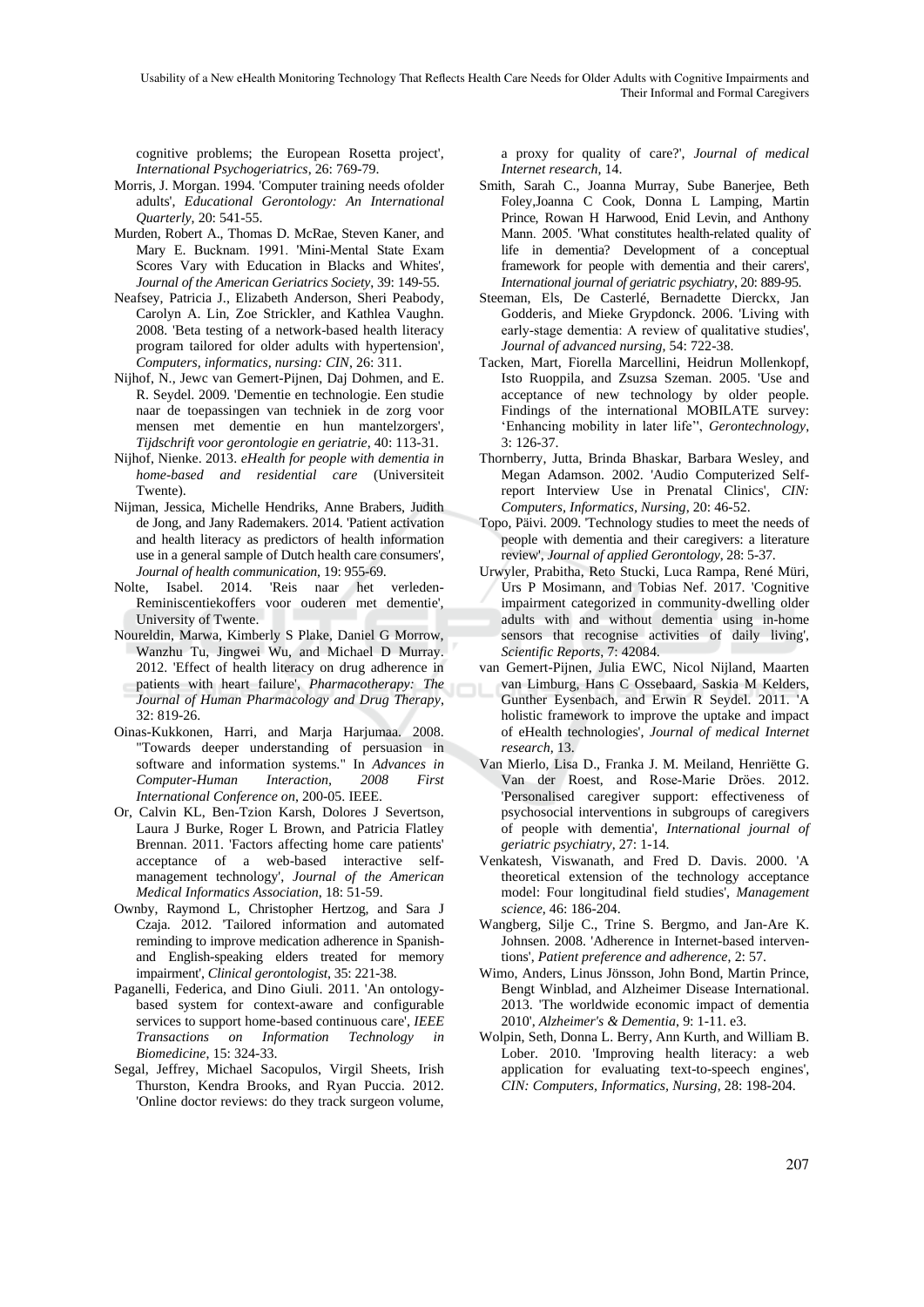cognitive problems; the European Rosetta project', *International Psychogeriatrics*, 26: 769-79.

Morris, J. Morgan. 1994. 'Computer training needs ofolder adults', *Educational Gerontology: An International Quarterly*, 20: 541-55.

Murden, Robert A., Thomas D. McRae, Steven Kaner, and Mary E. Bucknam. 1991. 'Mini-Mental State Exam Scores Vary with Education in Blacks and Whites', *Journal of the American Geriatrics Society*, 39: 149-55.

Neafsey, Patricia J., Elizabeth Anderson, Sheri Peabody, Carolyn A. Lin, Zoe Strickler, and Kathlea Vaughn. 2008. 'Beta testing of a network-based health literacy program tailored for older adults with hypertension', *Computers, informatics, nursing: CIN*, 26: 311.

Nijhof, N., Jewc van Gemert-Pijnen, Daj Dohmen, and E. R. Seydel. 2009. 'Dementie en technologie. Een studie naar de toepassingen van techniek in de zorg voor mensen met dementie en hun mantelzorgers', *Tijdschrift voor gerontologie en geriatrie*, 40: 113-31.

Nijhof, Nienke. 2013. *eHealth for people with dementia in home-based and residential care* (Universiteit Twente).

Nijman, Jessica, Michelle Hendriks, Anne Brabers, Judith de Jong, and Jany Rademakers. 2014. 'Patient activation and health literacy as predictors of health information use in a general sample of Dutch health care consumers', *Journal of health communication*, 19: 955-69.

Nolte, Isabel. 2014. 'Reis naar het verleden-Reminiscentiekoffers voor ouderen met dementie', University of Twente.

Noureldin, Marwa, Kimberly S Plake, Daniel G Morrow, Wanzhu Tu, Jingwei Wu, and Michael D Murray. 2012. 'Effect of health literacy on drug adherence in patients with heart failure', *Pharmacotherapy: The Journal of Human Pharmacology and Drug Therapy*, 32: 819-26.

Oinas-Kukkonen, Harri, and Marja Harjumaa. 2008. "Towards deeper understanding of persuasion in software and information systems." In *Advances in Computer-Human Interaction, 2008 First International Conference on*, 200-05. IEEE.

Or, Calvin KL, Ben-Tzion Karsh, Dolores J Severtson, Laura J Burke, Roger L Brown, and Patricia Flatley Brennan. 2011. 'Factors affecting home care patients' acceptance of a web-based interactive self-management technology', *Journal of the American Medical Informatics Association*, 18: 51-59.

Ownby, Raymond L, Christopher Hertzog, and Sara J Czaja. 2012. 'Tailored information and automated reminding to improve medication adherence in Spanish- and English-speaking elders treated for memory impairment', *Clinical gerontologist*, 35: 221-38.

Paganelli, Federica, and Dino Giuli. 2011. 'An ontology-based system for context-aware and configurable services to support home-based continuous care', *IEEE Transactions on Information Technology in Biomedicine*, 15: 324-33.

Segal, Jeffrey, Michael Sacopulos, Virgil Sheets, Irish Thurston, Kendra Brooks, and Ryan Puccia. 2012. 'Online doctor reviews: do they track surgeon volume, a proxy for quality of care?', *Journal of medical Internet research*, 14.

Smith, Sarah C., Joanna Murray, Sube Banerjee, Beth Foley,Joanna C Cook, Donna L Lamping, Martin Prince, Rowan H Harwood, Enid Levin, and Anthony Mann. 2005. 'What constitutes health-related quality of life in dementia? Development of a conceptual framework for people with dementia and their carers', *International journal of geriatric psychiatry*, 20: 889-95.

Steeman, Els, De Casterlé, Bernadette Dierckx, Jan Godderis, and Mieke Grypdonck. 2006. 'Living with early-stage dementia: A review of qualitative studies', *Journal of advanced nursing*, 54: 722-38.

Tacken, Mart, Fiorella Marcellini, Heidrun Mollenkopf, Isto Ruoppila, and Zsuzsa Szeman. 2005. 'Use and acceptance of new technology by older people. Findings of the international MOBILATE survey: 'Enhancing mobility in later life'', *Gerontechnology*, 3: 126-37.

Thornberry, Jutta, Brinda Bhaskar, Barbara Wesley, and Megan Adamson. 2002. 'Audio Computerized Self-report Interview Use in Prenatal Clinics', *CIN: Computers, Informatics, Nursing*, 20: 46-52.

Topo, Päivi. 2009. 'Technology studies to meet the needs of people with dementia and their caregivers: a literature review', *Journal of applied Gerontology*, 28: 5-37.

Urwyler, Prabitha, Reto Stucki, Luca Rampa, René Müri, Urs P Mosimann, and Tobias Nef. 2017. 'Cognitive impairment categorized in community-dwelling older adults with and without dementia using in-home sensors that recognise activities of daily living', *Scientific Reports*, 7: 42084.

van Gemert-Pijnen, Julia EWC, Nicol Nijland, Maarten van Limburg, Hans C Ossebaard, Saskia M Kelders, Gunther Eysenbach, and Erwin R Seydel. 2011. 'A holistic framework to improve the uptake and impact of eHealth technologies', *Journal of medical Internet research*, 13.

Van Mierlo, Lisa D., Franka J. M. Meiland, Henriëtte G. Van der Roest, and Rose-Marie Dröes. 2012. 'Personalised caregiver support: effectiveness of psychosocial interventions in subgroups of caregivers of people with dementia', *International journal of geriatric psychiatry*, 27: 1-14.

Venkatesh, Viswanath, and Fred D. Davis. 2000. 'A theoretical extension of the technology acceptance model: Four longitudinal field studies', *Management science*, 46: 186-204.

Wangberg, Silje C., Trine S. Bergmo, and Jan-Are K. Johnsen. 2008. 'Adherence in Internet-based interventions', *Patient preference and adherence*, 2: 57.

Wimo, Anders, Linus Jönsson, John Bond, Martin Prince, Bengt Winblad, and Alzheimer Disease International. 2013. 'The worldwide economic impact of dementia 2010', *Alzheimer's & Dementia*, 9: 1-11. e3.

Wolpin, Seth, Donna L. Berry, Ann Kurth, and William B. Lober. 2010. 'Improving health literacy: a web application for evaluating text-to-speech engines', *CIN: Computers, Informatics, Nursing*, 28: 198-204.